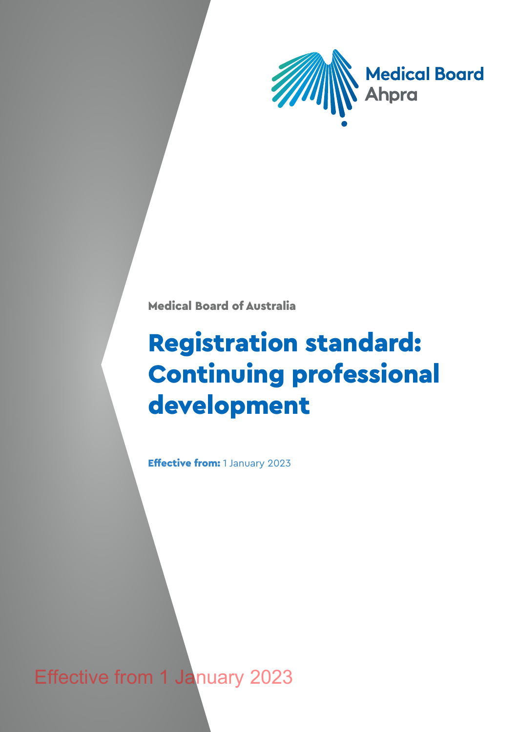Medical Board Ahpra

Medical Board of Australia

# Registration standard: Continuing professional development

**Effective from:** 1 January 2023

Effective from 1 January 2023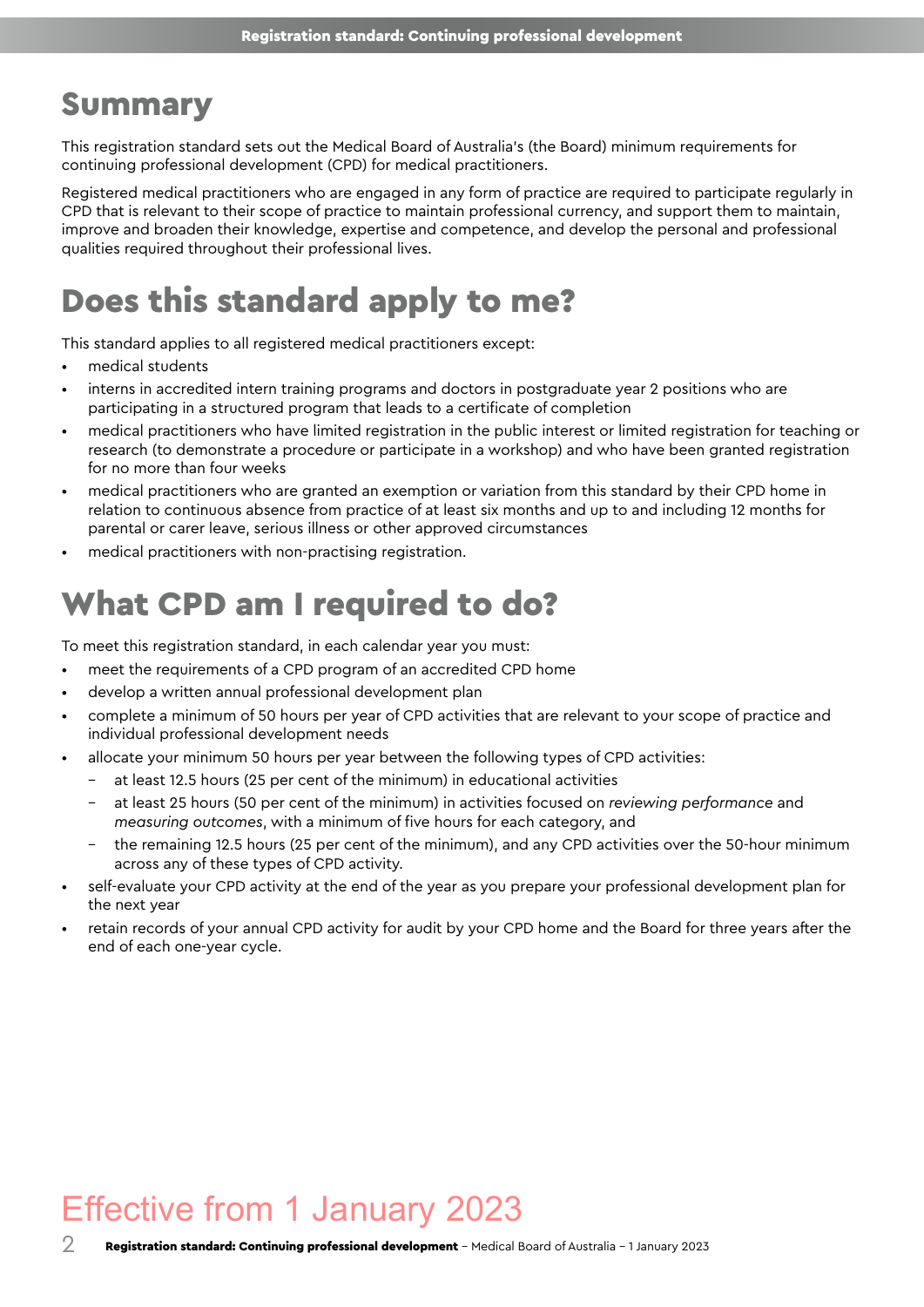# Summary

This registration standard sets out the Medical Board of Australia's (the Board) minimum requirements for continuing professional development (CPD) for medical practitioners.

Registered medical practitioners who are engaged in any form of practice are required to participate regularly in CPD that is relevant to their scope of practice to maintain professional currency, and support them to maintain, improve and broaden their knowledge, expertise and competence, and develop the personal and professional qualities required throughout their professional lives.

# Does this standard apply to me?

This standard applies to all registered medical practitioners except:

- medical students
- interns in accredited intern training programs and doctors in postgraduate year 2 positions who are participating in a structured program that leads to a certificate of completion
- medical practitioners who have limited registration in the public interest or limited registration for teaching or research (to demonstrate a procedure or participate in a workshop) and who have been granted registration for no more than four weeks
- medical practitioners who are granted an exemption or variation from this standard by their CPD home in relation to continuous absence from practice of at least six months and up to and including 12 months for parental or carer leave, serious illness or other approved circumstances
- medical practitioners with non-practising registration.

# What CPD am I required to do?

To meet this registration standard, in each calendar year you must:

- meet the requirements of a CPD program of an accredited CPD home
- develop a written annual professional development plan
- complete a minimum of 50 hours per year of CPD activities that are relevant to your scope of practice and individual professional development needs
- allocate your minimum 50 hours per year between the following types of CPD activities:
  - at least 12.5 hours (25 per cent of the minimum) in educational activities
  - at least 25 hours (50 per cent of the minimum) in activities focused on *reviewing performance* and *measuring outcomes*, with a minimum of five hours for each category, and
  - the remaining 12.5 hours (25 per cent of the minimum), and any CPD activities over the 50-hour minimum across any of these types of CPD activity.
- self-evaluate your CPD activity at the end of the year as you prepare your professional development plan for the next year
- retain records of your annual CPD activity for audit by your CPD home and the Board for three years after the end of each one-year cycle.

Effective from 1 January 2023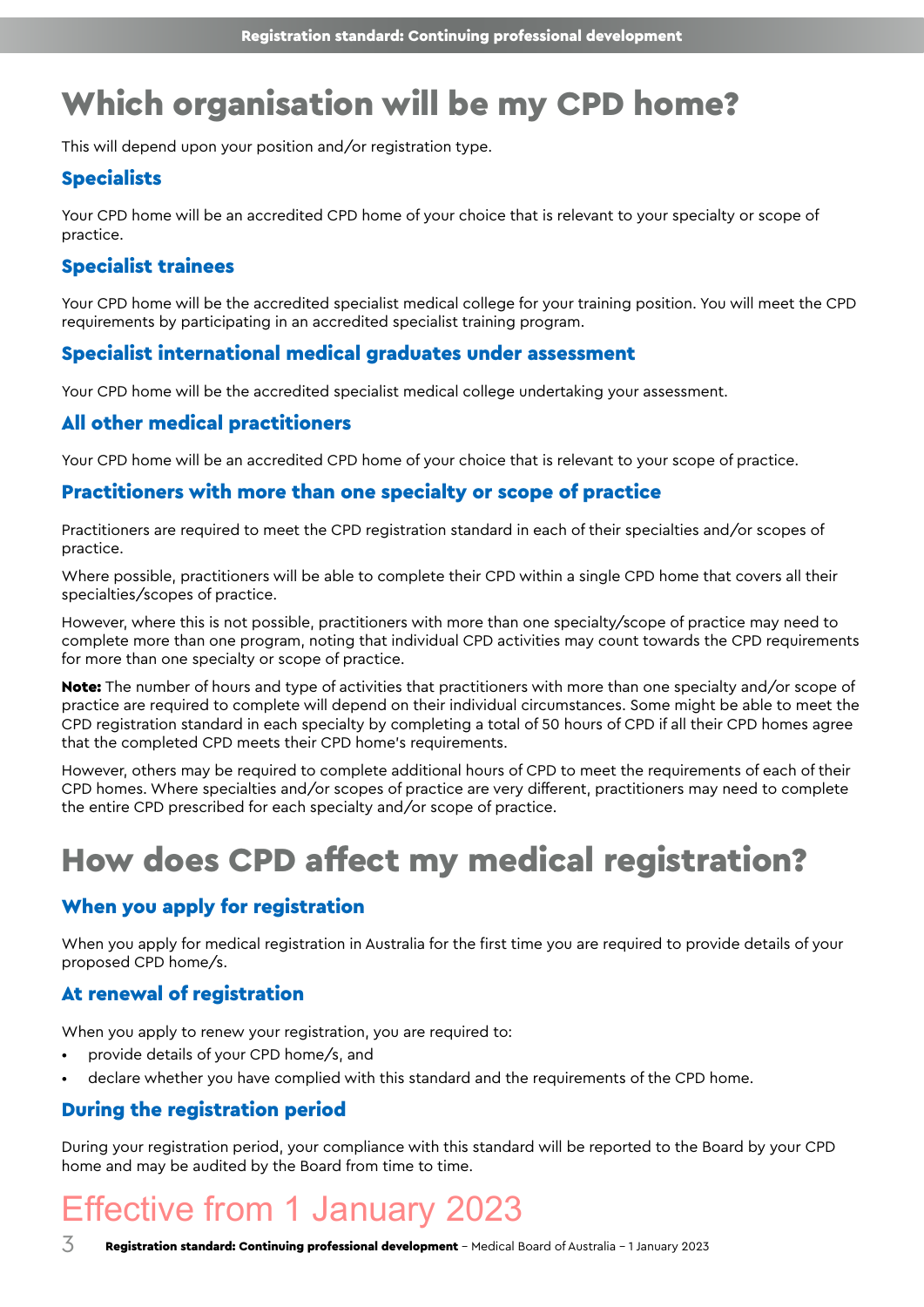# Which organisation will be my CPD home?

This will depend upon your position and/or registration type.

## Specialists

Your CPD home will be an accredited CPD home of your choice that is relevant to your specialty or scope of practice.

## Specialist trainees

Your CPD home will be the accredited specialist medical college for your training position. You will meet the CPD requirements by participating in an accredited specialist training program.

## Specialist international medical graduates under assessment

Your CPD home will be the accredited specialist medical college undertaking your assessment.

## All other medical practitioners

Your CPD home will be an accredited CPD home of your choice that is relevant to your scope of practice.

## Practitioners with more than one specialty or scope of practice

Practitioners are required to meet the CPD registration standard in each of their specialties and/or scopes of practice.

Where possible, practitioners will be able to complete their CPD within a single CPD home that covers all their specialties/scopes of practice.

However, where this is not possible, practitioners with more than one specialty/scope of practice may need to complete more than one program, noting that individual CPD activities may count towards the CPD requirements for more than one specialty or scope of practice.

**Note:** The number of hours and type of activities that practitioners with more than one specialty and/or scope of practice are required to complete will depend on their individual circumstances. Some might be able to meet the CPD registration standard in each specialty by completing a total of 50 hours of CPD if all their CPD homes agree that the completed CPD meets their CPD home's requirements.

However, others may be required to complete additional hours of CPD to meet the requirements of each of their CPD homes. Where specialties and/or scopes of practice are very different, practitioners may need to complete the entire CPD prescribed for each specialty and/or scope of practice.

# How does CPD affect my medical registration?

## When you apply for registration

When you apply for medical registration in Australia for the first time you are required to provide details of your proposed CPD home/s.

## At renewal of registration

When you apply to renew your registration, you are required to:

- provide details of your CPD home/s, and
- declare whether you have complied with this standard and the requirements of the CPD home.

## During the registration period

During your registration period, your compliance with this standard will be reported to the Board by your CPD home and may be audited by the Board from time to time.

Effective from 1 January 2023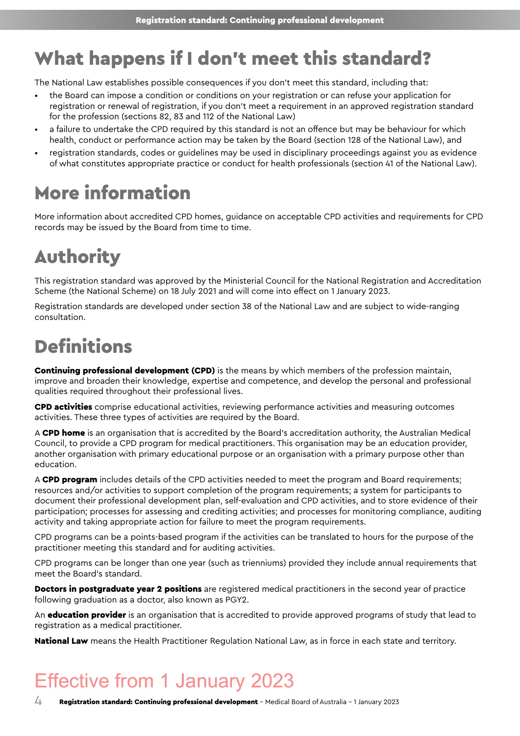# What happens if I don't meet this standard?

The National Law establishes possible consequences if you don't meet this standard, including that:

- the Board can impose a condition or conditions on your registration or can refuse your application for registration or renewal of registration, if you don't meet a requirement in an approved registration standard for the profession (sections 82, 83 and 112 of the National Law)
- a failure to undertake the CPD required by this standard is not an offence but may be behaviour for which health, conduct or performance action may be taken by the Board (section 128 of the National Law), and
- registration standards, codes or guidelines may be used in disciplinary proceedings against you as evidence of what constitutes appropriate practice or conduct for health professionals (section 41 of the National Law).

# More information

More information about accredited CPD homes, guidance on acceptable CPD activities and requirements for CPD records may be issued by the Board from time to time.

# Authority

This registration standard was approved by the Ministerial Council for the National Registration and Accreditation Scheme (the National Scheme) on 18 July 2021 and will come into effect on 1 January 2023.

Registration standards are developed under section 38 of the National Law and are subject to wide-ranging consultation.

# Definitions

**Continuing professional development (CPD)** is the means by which members of the profession maintain, improve and broaden their knowledge, expertise and competence, and develop the personal and professional qualities required throughout their professional lives.

**CPD activities** comprise educational activities, reviewing performance activities and measuring outcomes activities. These three types of activities are required by the Board.

A **CPD home** is an organisation that is accredited by the Board's accreditation authority, the Australian Medical Council, to provide a CPD program for medical practitioners. This organisation may be an education provider, another organisation with primary educational purpose or an organisation with a primary purpose other than education.

A **CPD program** includes details of the CPD activities needed to meet the program and Board requirements; resources and/or activities to support completion of the program requirements; a system for participants to document their professional development plan, self-evaluation and CPD activities, and to store evidence of their participation; processes for assessing and crediting activities; and processes for monitoring compliance, auditing activity and taking appropriate action for failure to meet the program requirements.

CPD programs can be a points-based program if the activities can be translated to hours for the purpose of the practitioner meeting this standard and for auditing activities.

CPD programs can be longer than one year (such as trienniums) provided they include annual requirements that meet the Board's standard.

**Doctors in postgraduate year 2 positions** are registered medical practitioners in the second year of practice following graduation as a doctor, also known as PGY2.

An **education provider** is an organisation that is accredited to provide approved programs of study that lead to registration as a medical practitioner.

**National Law** means the Health Practitioner Regulation National Law, as in force in each state and territory.

Effective from 1 January 2023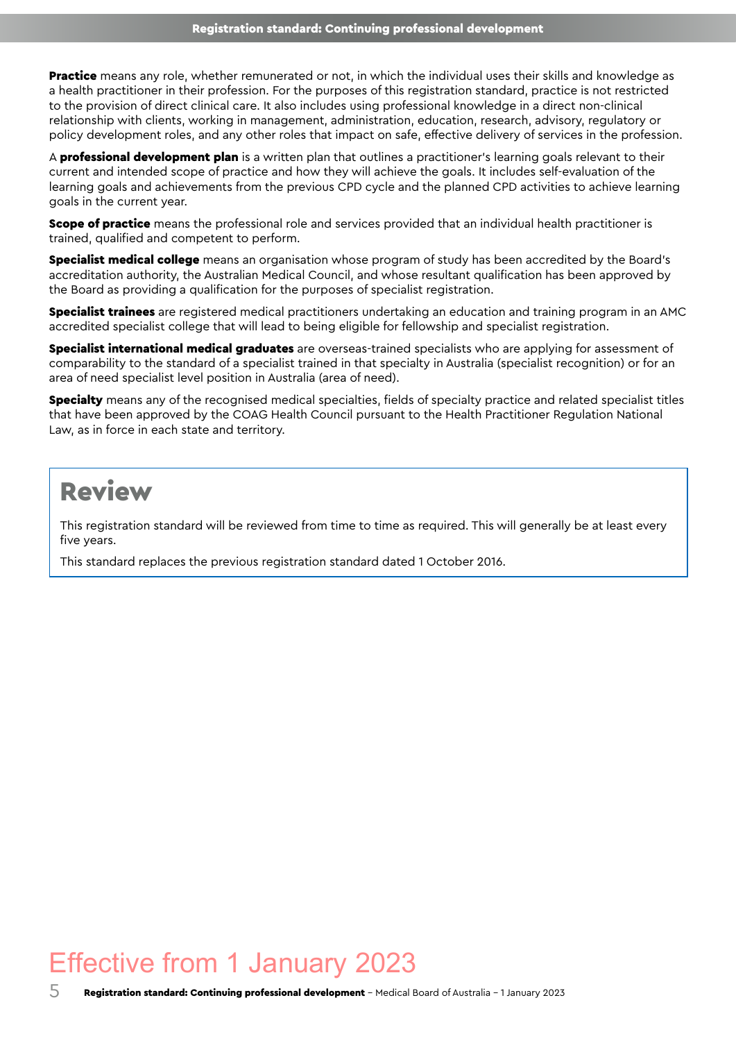**Practice** means any role, whether remunerated or not, in which the individual uses their skills and knowledge as a health practitioner in their profession. For the purposes of this registration standard, practice is not restricted to the provision of direct clinical care. It also includes using professional knowledge in a direct non-clinical relationship with clients, working in management, administration, education, research, advisory, regulatory or policy development roles, and any other roles that impact on safe, effective delivery of services in the profession.

A **professional development plan** is a written plan that outlines a practitioner's learning goals relevant to their current and intended scope of practice and how they will achieve the goals. It includes self-evaluation of the learning goals and achievements from the previous CPD cycle and the planned CPD activities to achieve learning goals in the current year.

**Scope of practice** means the professional role and services provided that an individual health practitioner is trained, qualified and competent to perform.

**Specialist medical college** means an organisation whose program of study has been accredited by the Board's accreditation authority, the Australian Medical Council, and whose resultant qualification has been approved by the Board as providing a qualification for the purposes of specialist registration.

**Specialist trainees** are registered medical practitioners undertaking an education and training program in an AMC accredited specialist college that will lead to being eligible for fellowship and specialist registration.

**Specialist international medical graduates** are overseas-trained specialists who are applying for assessment of comparability to the standard of a specialist trained in that specialty in Australia (specialist recognition) or for an area of need specialist level position in Australia (area of need).

**Specialty** means any of the recognised medical specialties, fields of specialty practice and related specialist titles that have been approved by the COAG Health Council pursuant to the Health Practitioner Regulation National Law, as in force in each state and territory.

## Review

This registration standard will be reviewed from time to time as required. This will generally be at least every five years.

This standard replaces the previous registration standard dated 1 October 2016.

Effective from 1 January 2023